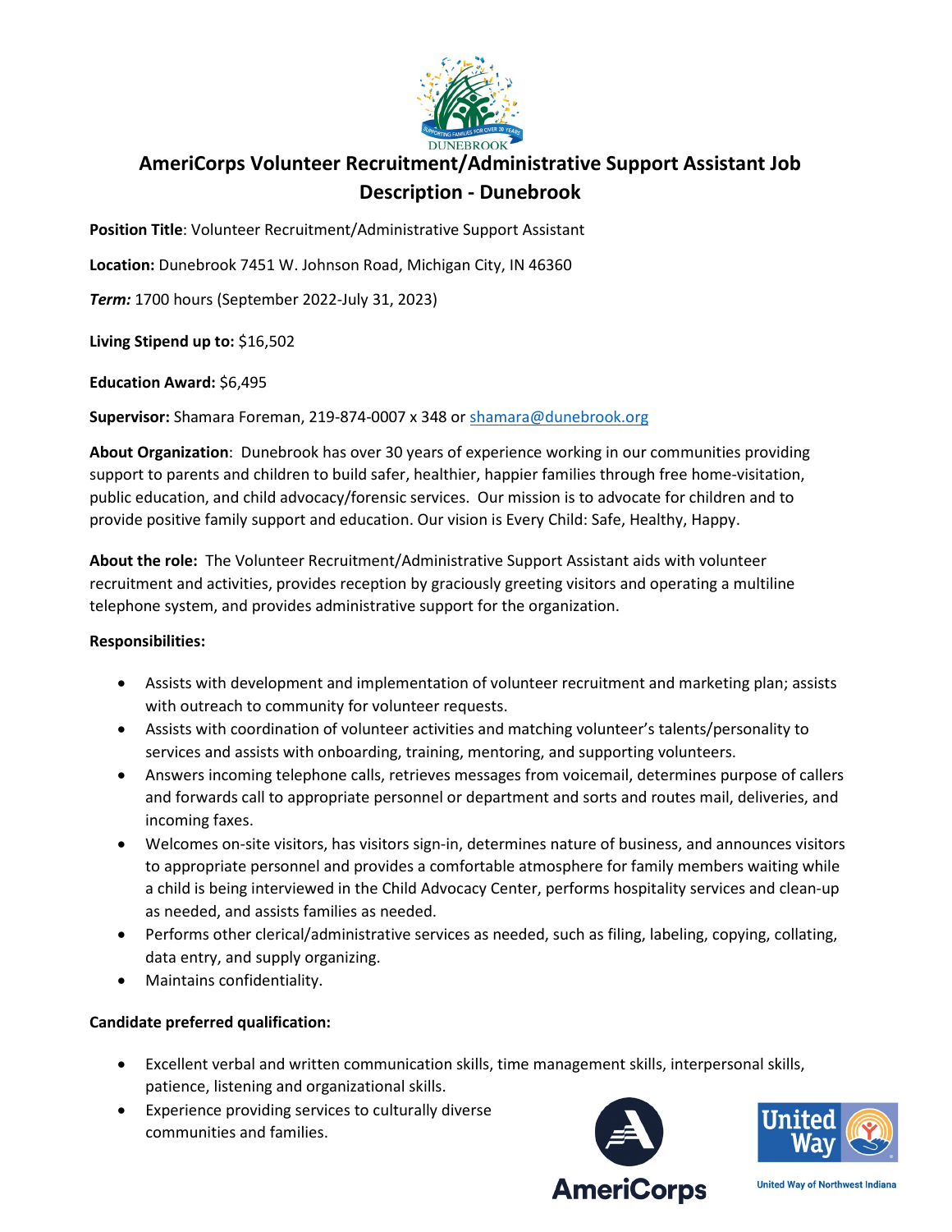# AmeriCorps Volunteer Recruitment/Administrative Support Assistant Job Description - Dunebrook

**Position Title**: Volunteer Recruitment/Administrative Support Assistant

**Location:** Dunebrook 7451 W. Johnson Road, Michigan City, IN 46360

***Term:*** 1700 hours (September 2022-July 31, 2023)

**Living Stipend up to:** $16,502

**Education Award:** $6,495

**Supervisor:** Shamara Foreman, 219-874-0007 x 348 or shamara@dunebrook.org

**About Organization**: Dunebrook has over 30 years of experience working in our communities providing support to parents and children to build safer, healthier, happier families through free home-visitation, public education, and child advocacy/forensic services. Our mission is to advocate for children and to provide positive family support and education. Our vision is Every Child: Safe, Healthy, Happy.

**About the role:** The Volunteer Recruitment/Administrative Support Assistant aids with volunteer recruitment and activities, provides reception by graciously greeting visitors and operating a multiline telephone system, and provides administrative support for the organization.

**Responsibilities:**

- Assists with development and implementation of volunteer recruitment and marketing plan; assists with outreach to community for volunteer requests.
- Assists with coordination of volunteer activities and matching volunteer's talents/personality to services and assists with onboarding, training, mentoring, and supporting volunteers.
- Answers incoming telephone calls, retrieves messages from voicemail, determines purpose of callers and forwards call to appropriate personnel or department and sorts and routes mail, deliveries, and incoming faxes.
- Welcomes on-site visitors, has visitors sign-in, determines nature of business, and announces visitors to appropriate personnel and provides a comfortable atmosphere for family members waiting while a child is being interviewed in the Child Advocacy Center, performs hospitality services and clean-up as needed, and assists families as needed.
- Performs other clerical/administrative services as needed, such as filing, labeling, copying, collating, data entry, and supply organizing.
- Maintains confidentiality.

**Candidate preferred qualification:**

- Excellent verbal and written communication skills, time management skills, interpersonal skills, patience, listening and organizational skills.
- Experience providing services to culturally diverse communities and families.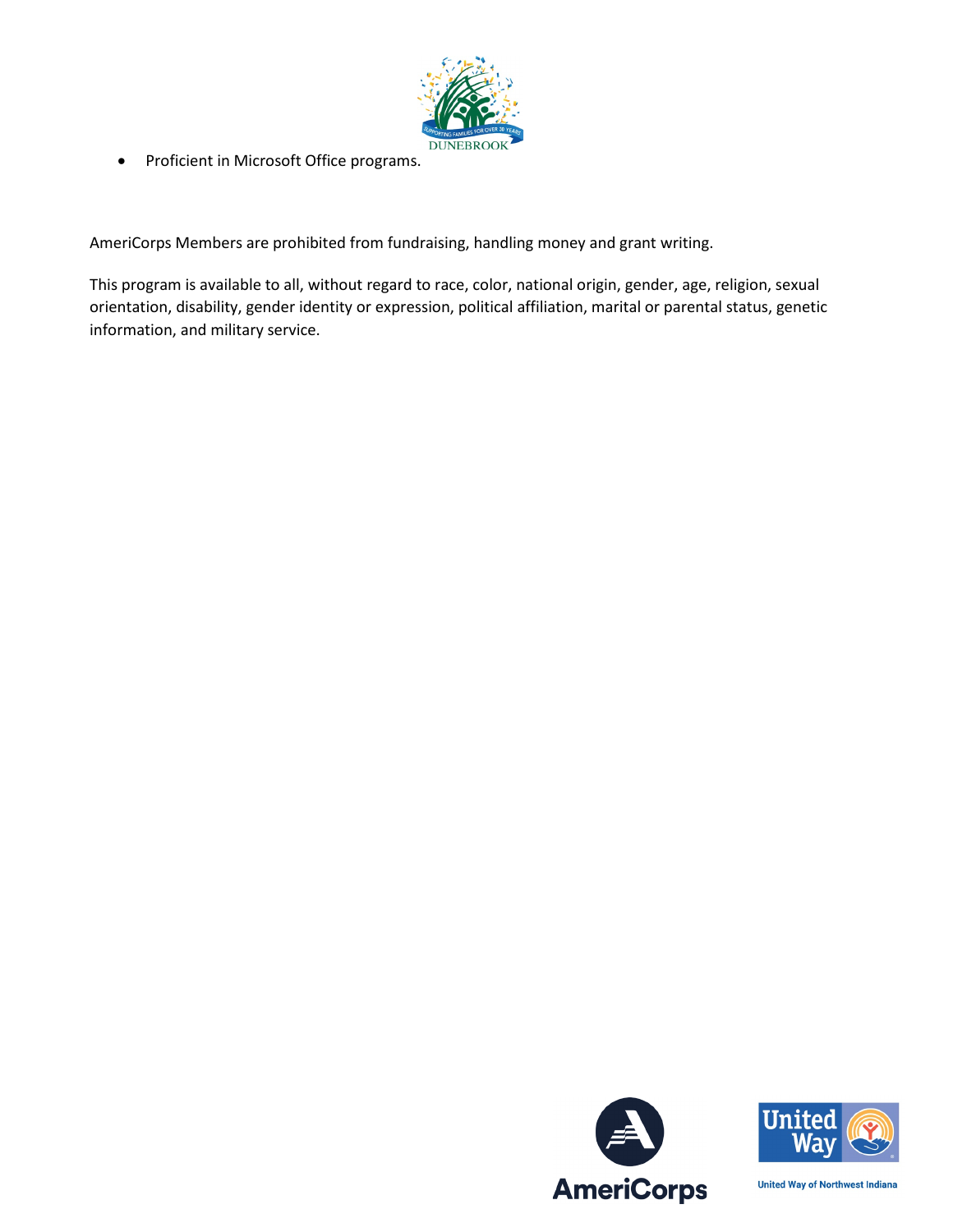- Proficient in Microsoft Office programs.

AmeriCorps Members are prohibited from fundraising, handling money and grant writing.

This program is available to all, without regard to race, color, national origin, gender, age, religion, sexual orientation, disability, gender identity or expression, political affiliation, marital or parental status, genetic information, and military service.